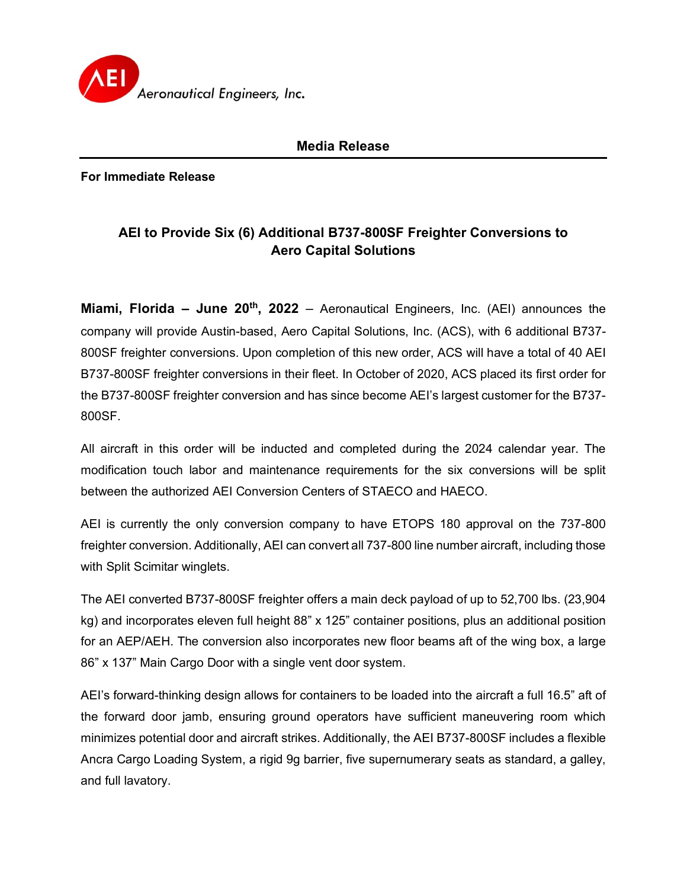Aeronautical Engineers, Inc.

## Media Release

**For Immediate Release**

### AEI to Provide Six (6) Additional B737-800SF Freighter Conversions to Aero Capital Solutions

**Miami, Florida – June 20th, 2022** – Aeronautical Engineers, Inc. (AEI) announces the company will provide Austin-based, Aero Capital Solutions, Inc. (ACS), with 6 additional B737-800SF freighter conversions. Upon completion of this new order, ACS will have a total of 40 AEI B737-800SF freighter conversions in their fleet. In October of 2020, ACS placed its first order for the B737-800SF freighter conversion and has since become AEI's largest customer for the B737-800SF.

All aircraft in this order will be inducted and completed during the 2024 calendar year. The modification touch labor and maintenance requirements for the six conversions will be split between the authorized AEI Conversion Centers of STAECO and HAECO.

AEI is currently the only conversion company to have ETOPS 180 approval on the 737-800 freighter conversion. Additionally, AEI can convert all 737-800 line number aircraft, including those with Split Scimitar winglets.

The AEI converted B737-800SF freighter offers a main deck payload of up to 52,700 lbs. (23,904 kg) and incorporates eleven full height 88" x 125" container positions, plus an additional position for an AEP/AEH. The conversion also incorporates new floor beams aft of the wing box, a large 86" x 137" Main Cargo Door with a single vent door system.

AEI's forward-thinking design allows for containers to be loaded into the aircraft a full 16.5" aft of the forward door jamb, ensuring ground operators have sufficient maneuvering room which minimizes potential door and aircraft strikes. Additionally, the AEI B737-800SF includes a flexible Ancra Cargo Loading System, a rigid 9g barrier, five supernumerary seats as standard, a galley, and full lavatory.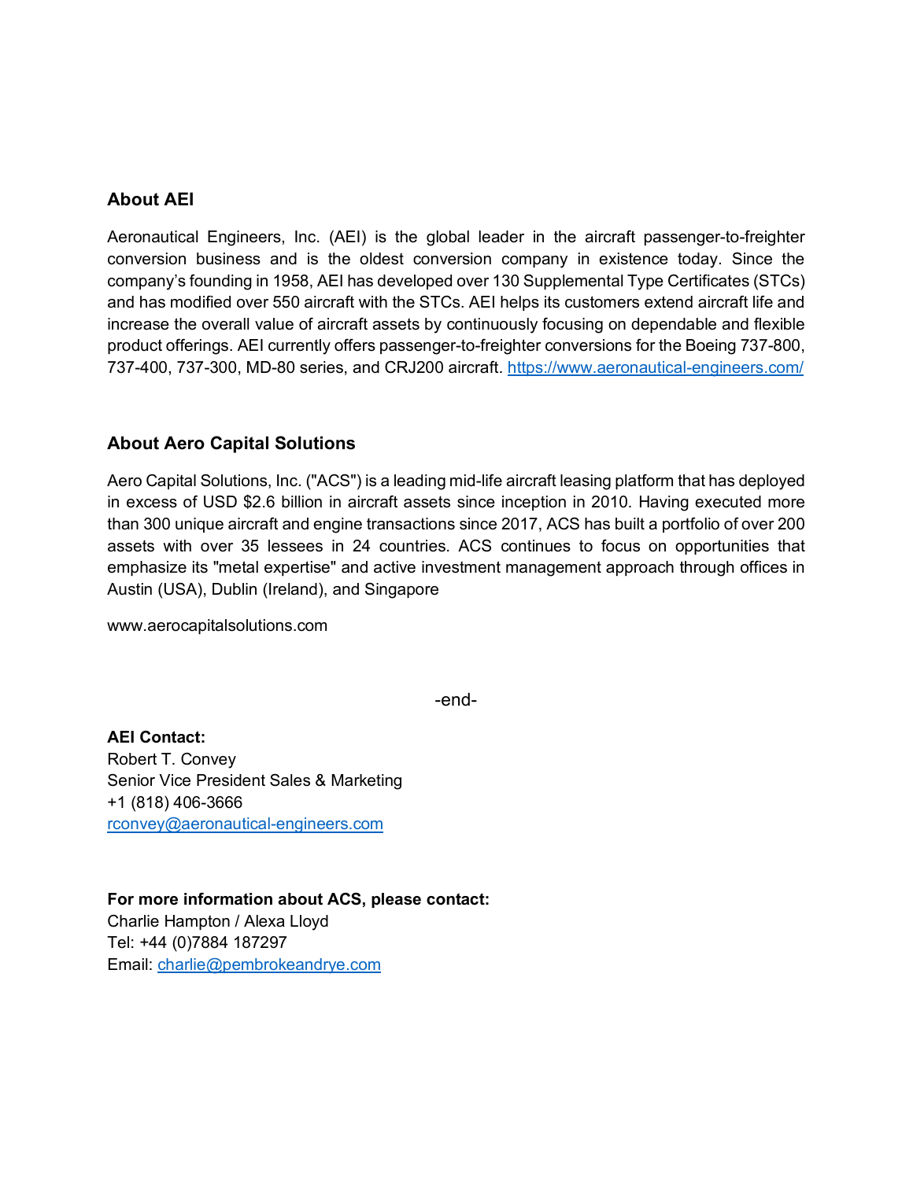## About AEI

Aeronautical Engineers, Inc. (AEI) is the global leader in the aircraft passenger-to-freighter conversion business and is the oldest conversion company in existence today. Since the company's founding in 1958, AEI has developed over 130 Supplemental Type Certificates (STCs) and has modified over 550 aircraft with the STCs. AEI helps its customers extend aircraft life and increase the overall value of aircraft assets by continuously focusing on dependable and flexible product offerings. AEI currently offers passenger-to-freighter conversions for the Boeing 737-800, 737-400, 737-300, MD-80 series, and CRJ200 aircraft. https://www.aeronautical-engineers.com/

## About Aero Capital Solutions

Aero Capital Solutions, Inc. ("ACS") is a leading mid-life aircraft leasing platform that has deployed in excess of USD $2.6 billion in aircraft assets since inception in 2010. Having executed more than 300 unique aircraft and engine transactions since 2017, ACS has built a portfolio of over 200 assets with over 35 lessees in 24 countries. ACS continues to focus on opportunities that emphasize its "metal expertise" and active investment management approach through offices in Austin (USA), Dublin (Ireland), and Singapore

www.aerocapitalsolutions.com

-end-

**AEI Contact:**
Robert T. Convey
Senior Vice President Sales & Marketing
+1 (818) 406-3666
rconvey@aeronautical-engineers.com

**For more information about ACS, please contact:**
Charlie Hampton / Alexa Lloyd
Tel: +44 (0)7884 187297
Email: charlie@pembrokeandrye.com